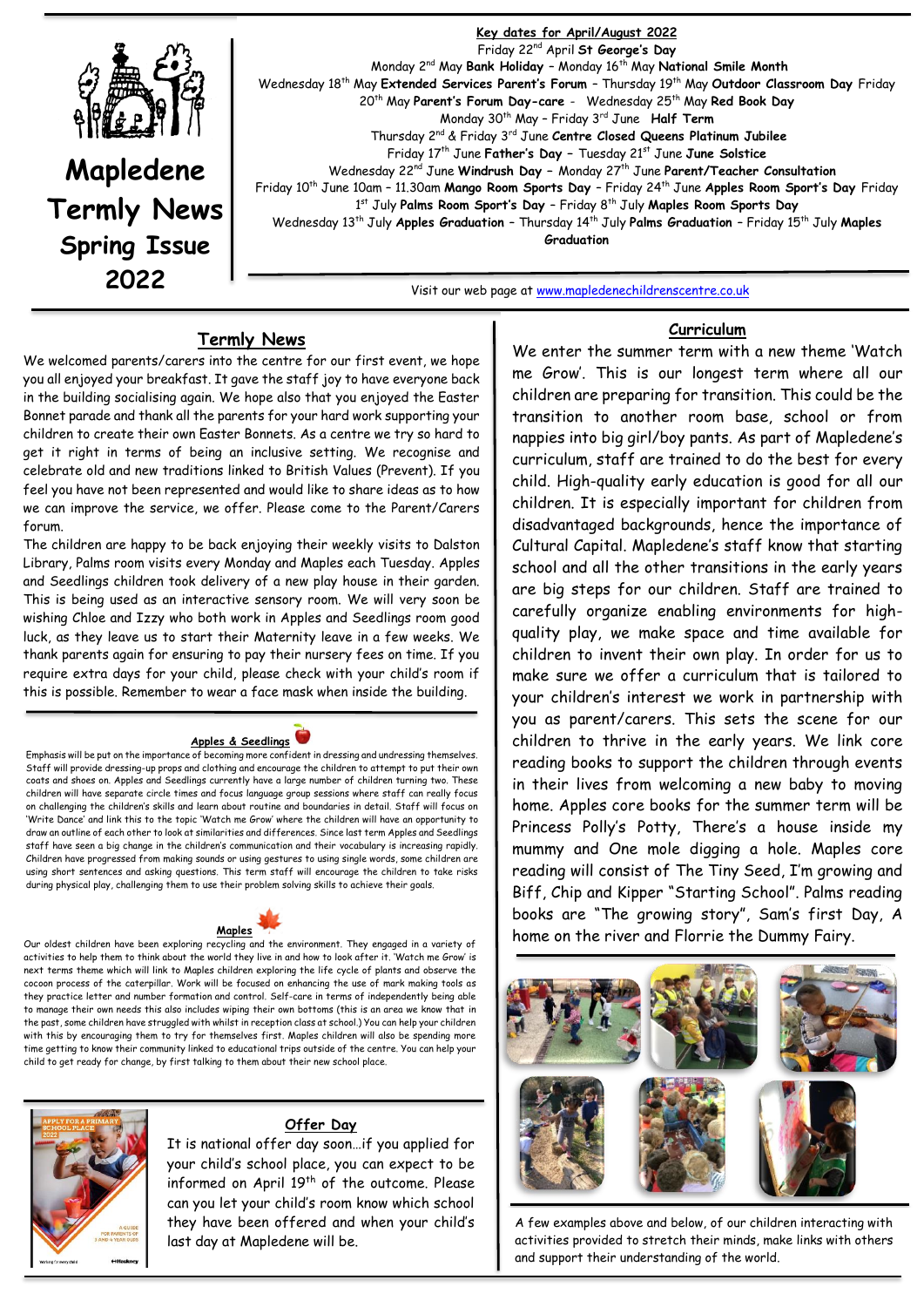# Mapledene Termly News Spring Issue 2022

**Key dates for April/August 2022**

Friday 22nd April **St George's Day**
Monday 2nd May **Bank Holiday** – Monday 16th May **National Smile Month**
Wednesday 18th May **Extended Services Parent's Forum** – Thursday 19th May **Outdoor Classroom Day** Friday 20th May **Parent's Forum Day-care** - Wednesday 25th May **Red Book Day**
Monday 30th May – Friday 3rd June **Half Term**
Thursday 2nd & Friday 3rd June **Centre Closed Queens Platinum Jubilee**
Friday 17th June **Father's Day** – Tuesday 21st June **June Solstice**
Wednesday 22nd June **Windrush Day** – Monday 27th June **Parent/Teacher Consultation**
Friday 10th June 10am – 11.30am **Mango Room Sports Day** – Friday 24th June **Apples Room Sport's Day** Friday 1st July **Palms Room Sport's Day** – Friday 8th July **Maples Room Sports Day**
Wednesday 13th July **Apples Graduation** – Thursday 14th July **Palms Graduation** – Friday 15th July **Maples Graduation**

Visit our web page at www.mapledenechildrenscentre.co.uk

## Termly News

We welcomed parents/carers into the centre for our first event, we hope you all enjoyed your breakfast. It gave the staff joy to have everyone back in the building socialising again. We hope also that you enjoyed the Easter Bonnet parade and thank all the parents for your hard work supporting your children to create their own Easter Bonnets. As a centre we try so hard to get it right in terms of being an inclusive setting. We recognise and celebrate old and new traditions linked to British Values (Prevent). If you feel you have not been represented and would like to share ideas as to how we can improve the service, we offer. Please come to the Parent/Carers forum.

The children are happy to be back enjoying their weekly visits to Dalston Library, Palms room visits every Monday and Maples each Tuesday. Apples and Seedlings children took delivery of a new play house in their garden. This is being used as an interactive sensory room. We will very soon be wishing Chloe and Izzy who both work in Apples and Seedlings room good luck, as they leave us to start their Maternity leave in a few weeks. We thank parents again for ensuring to pay their nursery fees on time. If you require extra days for your child, please check with your child's room if this is possible. Remember to wear a face mask when inside the building.

### Apples & Seedlings

Emphasis will be put on the importance of becoming more confident in dressing and undressing themselves. Staff will provide dressing-up props and clothing and encourage the children to attempt to put their own coats and shoes on. Apples and Seedlings currently have a large number of children turning two. These children will have separate circle times and focus language group sessions where staff can really focus on challenging the children's skills and learn about routine and boundaries in detail. Staff will focus on 'Write Dance' and link this to the topic 'Watch me Grow' where the children will have an opportunity to draw an outline of each other to look at similarities and differences. Since last term Apples and Seedlings staff have seen a big change in the children's communication and their vocabulary is increasing rapidly. Children have progressed from making sounds or using single words, some children are using short sentences and asking questions. This term staff will encourage the children to take risks during physical play, challenging them to use their problem solving skills to achieve their goals.

### Maples

Our oldest children have been exploring recycling and the environment. They engaged in a variety of activities to help them to think about the world they live in and how to look after it. 'Watch me Grow' is next terms theme which will link to Maples children exploring the life cycle of plants and observe the cocoon process of the caterpillar. Work will be focused on enhancing the use of mark making tools as they practice letter and number formation and control. Self-care in terms of independently being able to manage their own needs this also includes wiping their own bottoms (this is an area we know that in the past, some children have struggled with whilst in reception class at school.) You can help your children with this by encouraging them to try for themselves first. Maples children will also be spending more time getting to know their community linked to educational trips outside of the centre. You can help your child to get ready for change, by first talking to them about their new school place.

## Offer Day

It is national offer day soon…if you applied for your child's school place, you can expect to be informed on April 19th of the outcome. Please can you let your child's room know which school they have been offered and when your child's last day at Mapledene will be.

## Curriculum

We enter the summer term with a new theme 'Watch me Grow'. This is our longest term where all our children are preparing for transition. This could be the transition to another room base, school or from nappies into big girl/boy pants. As part of Mapledene's curriculum, staff are trained to do the best for every child. High-quality early education is good for all our children. It is especially important for children from disadvantaged backgrounds, hence the importance of Cultural Capital. Mapledene's staff know that starting school and all the other transitions in the early years are big steps for our children. Staff are trained to carefully organize enabling environments for high-quality play, we make space and time available for children to invent their own play. In order for us to make sure we offer a curriculum that is tailored to your children's interest we work in partnership with you as parent/carers. This sets the scene for our children to thrive in the early years. We link core reading books to support the children through events in their lives from welcoming a new baby to moving home. Apples core books for the summer term will be Princess Polly's Potty, There's a house inside my mummy and One mole digging a hole. Maples core reading will consist of The Tiny Seed, I'm growing and Biff, Chip and Kipper "Starting School". Palms reading books are "The growing story", Sam's first Day, A home on the river and Florrie the Dummy Fairy.

A few examples above and below, of our children interacting with activities provided to stretch their minds, make links with others and support their understanding of the world.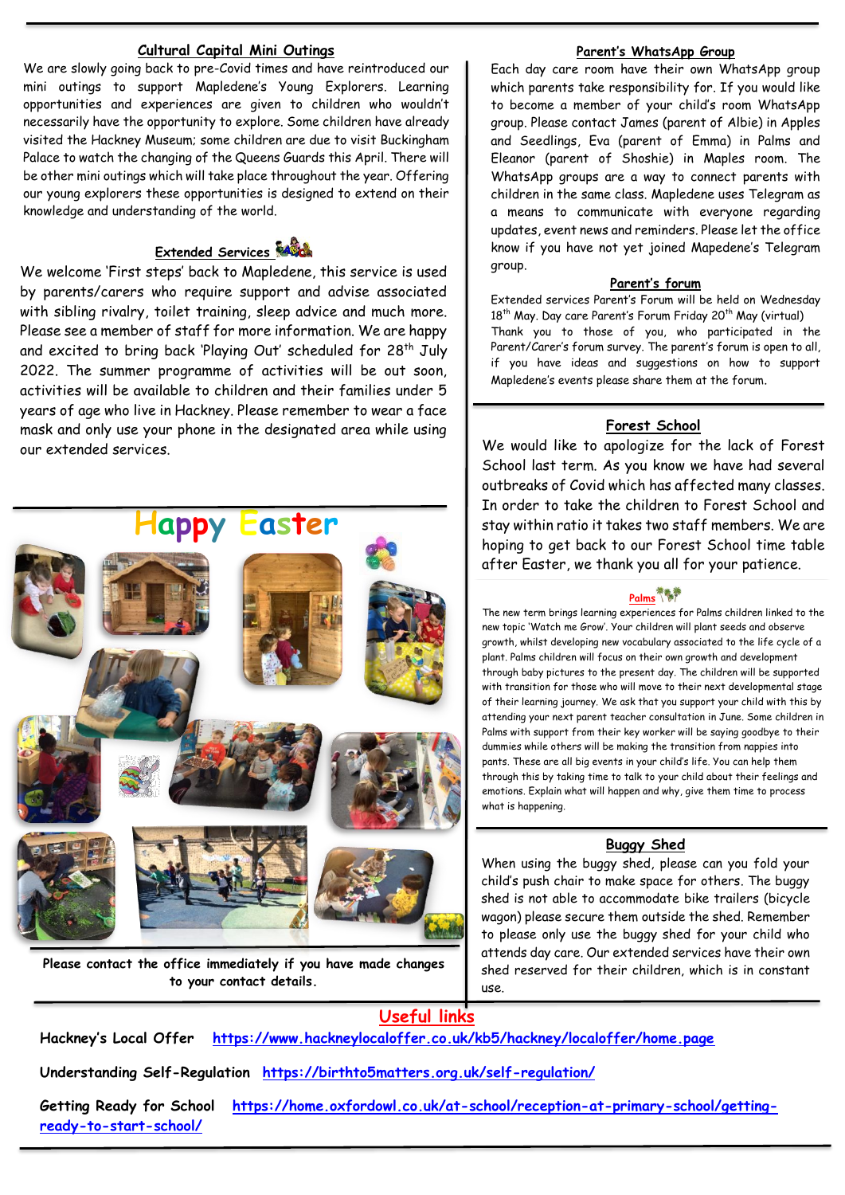## Cultural Capital Mini Outings

We are slowly going back to pre-Covid times and have reintroduced our mini outings to support Mapledene's Young Explorers. Learning opportunities and experiences are given to children who wouldn't necessarily have the opportunity to explore. Some children have already visited the Hackney Museum; some children are due to visit Buckingham Palace to watch the changing of the Queens Guards this April. There will be other mini outings which will take place throughout the year. Offering our young explorers these opportunities is designed to extend on their knowledge and understanding of the world.

## Extended Services

We welcome 'First steps' back to Mapledene, this service is used by parents/carers who require support and advise associated with sibling rivalry, toilet training, sleep advice and much more. Please see a member of staff for more information. We are happy and excited to bring back 'Playing Out' scheduled for 28th July 2022. The summer programme of activities will be out soon, activities will be available to children and their families under 5 years of age who live in Hackney. Please remember to wear a face mask and only use your phone in the designated area while using our extended services.

## Happy Easter

**Please contact the office immediately if you have made changes to your contact details.**

## Parent's WhatsApp Group

Each day care room have their own WhatsApp group which parents take responsibility for. If you would like to become a member of your child's room WhatsApp group. Please contact James (parent of Albie) in Apples and Seedlings, Eva (parent of Emma) in Palms and Eleanor (parent of Shoshie) in Maples room. The WhatsApp groups are a way to connect parents with children in the same class. Mapledene uses Telegram as a means to communicate with everyone regarding updates, event news and reminders. Please let the office know if you have not yet joined Mapedene's Telegram group.

## Parent's forum

Extended services Parent's Forum will be held on Wednesday 18th May. Day care Parent's Forum Friday 20th May (virtual)
Thank you to those of you, who participated in the Parent/Carer's forum survey. The parent's forum is open to all, if you have ideas and suggestions on how to support Mapledene's events please share them at the forum.

## Forest School

We would like to apologize for the lack of Forest School last term. As you know we have had several outbreaks of Covid which has affected many classes. In order to take the children to Forest School and stay within ratio it takes two staff members. We are hoping to get back to our Forest School time table after Easter, we thank you all for your patience.

## Palms

The new term brings learning experiences for Palms children linked to the new topic 'Watch me Grow'. Your children will plant seeds and observe growth, whilst developing new vocabulary associated to the life cycle of a plant. Palms children will focus on their own growth and development through baby pictures to the present day. The children will be supported with transition for those who will move to their next developmental stage of their learning journey. We ask that you support your child with this by attending your next parent teacher consultation in June. Some children in Palms with support from their key worker will be saying goodbye to their dummies while others will be making the transition from nappies into pants. These are all big events in your child's life. You can help them through this by taking time to talk to your child about their feelings and emotions. Explain what will happen and why, give them time to process what is happening.

## Buggy Shed

When using the buggy shed, please can you fold your child's push chair to make space for others. The buggy shed is not able to accommodate bike trailers (bicycle wagon) please secure them outside the shed. Remember to please only use the buggy shed for your child who attends day care. Our extended services have their own shed reserved for their children, which is in constant use.

## Useful links

**Hackney's Local Offer** https://www.hackneylocaloffer.co.uk/kb5/hackney/localoffer/home.page

**Understanding Self-Regulation** https://birthto5matters.org.uk/self-regulation/

**Getting Ready for School** https://home.oxfordowl.co.uk/at-school/reception-at-primary-school/getting-ready-to-start-school/